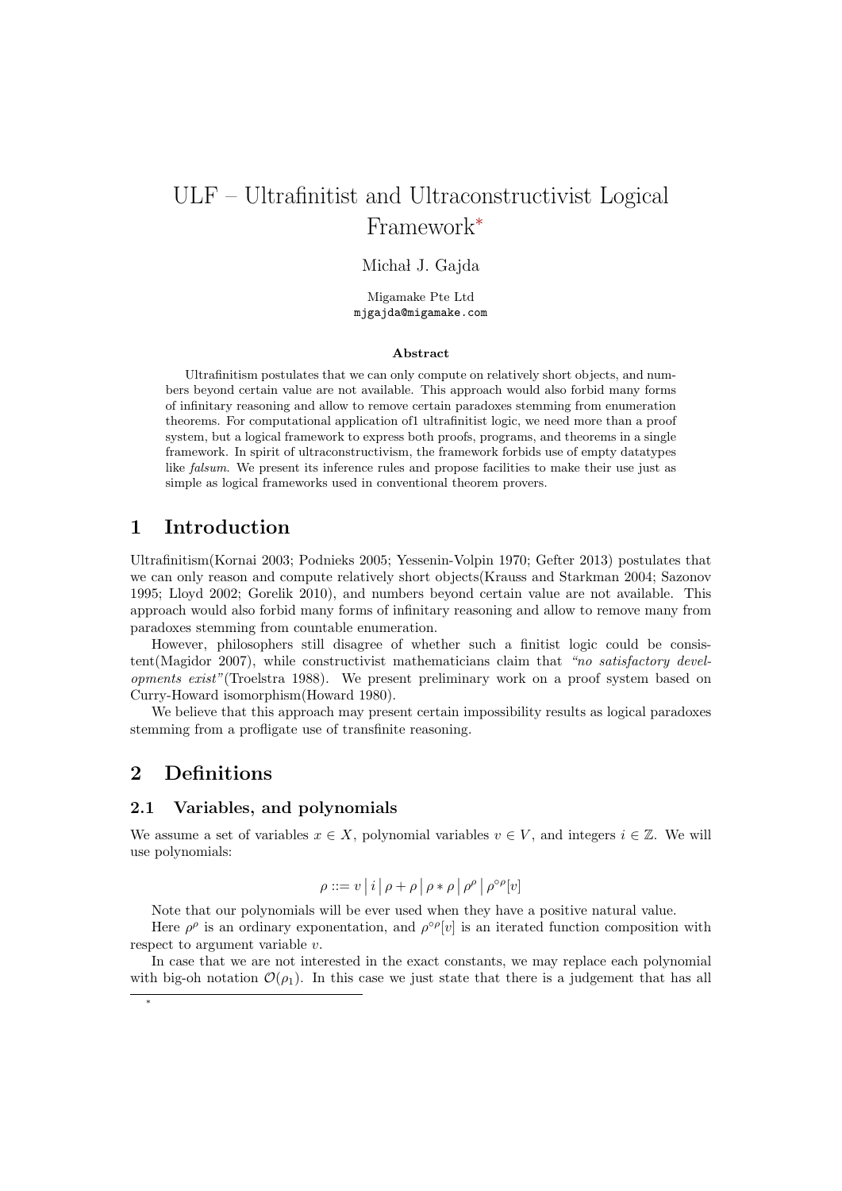// Transcription of page 1 of 5 (document id b6b2eca9acd3).

# ULF – Ultrafinitist and Ultraconstructivist Logical Framework*

Michał J. Gajda

Migamake Pte Ltd
mjgajda@migamake.com

### Abstract

Ultrafinitism postulates that we can only compute on relatively short objects, and numbers beyond certain value are not available. This approach would also forbid many forms of infinitary reasoning and allow to remove certain paradoxes stemming from enumeration theorems. For computational application of1 ultrafinitist logic, we need more than a proof system, but a logical framework to express both proofs, programs, and theorems in a single framework. In spirit of ultraconstructivism, the framework forbids use of empty datatypes like *falsum*. We present its inference rules and propose facilities to make their use just as simple as logical frameworks used in conventional theorem provers.

## 1 Introduction

Ultrafinitism(Kornai 2003; Podnieks 2005; Yessenin-Volpin 1970; Gefter 2013) postulates that we can only reason and compute relatively short objects(Krauss and Starkman 2004; Sazonov 1995; Lloyd 2002; Gorelik 2010), and numbers beyond certain value are not available. This approach would also forbid many forms of infinitary reasoning and allow to remove many from paradoxes stemming from countable enumeration.

However, philosophers still disagree of whether such a finitist logic could be consistent(Magidor 2007), while constructivist mathematicians claim that *"no satisfactory developments exist"*(Troelstra 1988). We present preliminary work on a proof system based on Curry-Howard isomorphism(Howard 1980).

We believe that this approach may present certain impossibility results as logical paradoxes stemming from a profligate use of transfinite reasoning.

## 2 Definitions

### 2.1 Variables, and polynomials

We assume a set of variables $x \in X$, polynomial variables $v \in V$, and integers $i \in \mathbb{Z}$. We will use polynomials:

$$\rho ::= v \,\big|\, i \,\big|\, \rho + \rho \,\big|\, \rho * \rho \,\big|\, \rho^{\rho} \,\big|\, \rho^{\circ\rho}[v]$$

Note that our polynomials will be ever used when they have a positive natural value.

Here $\rho^{\rho}$ is an ordinary exponentation, and $\rho^{\circ\rho}[v]$ is an iterated function composition with respect to argument variable $v$.

In case that we are not interested in the exact constants, we may replace each polynomial with big-oh notation $\mathcal{O}(\rho_1)$. In this case we just state that there is a judgement that has all

*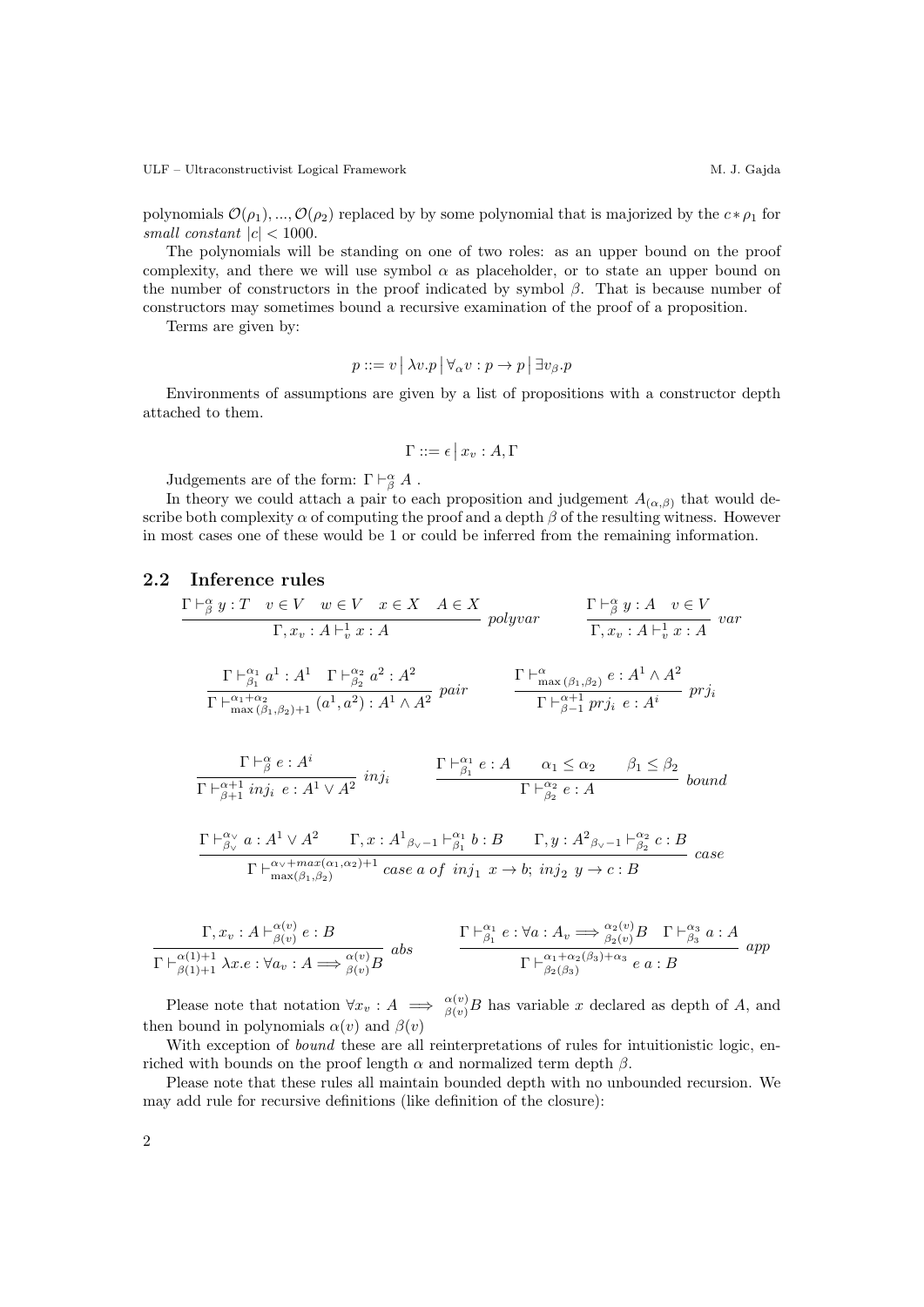polynomials $\mathcal{O}(\rho_1), ..., \mathcal{O}(\rho_2)$ replaced by by some polynomial that is majorized by the $c * \rho_1$ for *small constant* $|c| < 1000$.

The polynomials will be standing on one of two roles: as an upper bound on the proof complexity, and there we will use symbol $\alpha$ as placeholder, or to state an upper bound on the number of constructors in the proof indicated by symbol $\beta$. That is because number of constructors may sometimes bound a recursive examination of the proof of a proposition.

Terms are given by:

$$p ::= v \,\big|\, \lambda v.p \,\big|\, \forall_\alpha v : p \to p \,\big|\, \exists v_\beta . p$$

Environments of assumptions are given by a list of propositions with a constructor depth attached to them.

$$\Gamma ::= \epsilon \,\big|\, x_v : A, \Gamma$$

Judgements are of the form: $\Gamma \vdash^\alpha_\beta A$ .

In theory we could attach a pair to each proposition and judgement $A_{(\alpha,\beta)}$ that would describe both complexity $\alpha$ of computing the proof and a depth $\beta$ of the resulting witness. However in most cases one of these would be 1 or could be inferred from the remaining information.

## 2.2 Inference rules

$$\frac{\Gamma \vdash^\alpha_\beta y : T \quad v \in V \quad w \in V \quad x \in X \quad A \in X}{\Gamma, x_v : A \vdash^1_v x : A} \; polyvar \qquad \frac{\Gamma \vdash^\alpha_\beta y : A \quad v \in V}{\Gamma, x_v : A \vdash^1_v x : A} \; var$$

$$\frac{\Gamma \vdash^{\alpha_1}_{\beta_1} a^1 : A^1 \quad \Gamma \vdash^{\alpha_2}_{\beta_2} a^2 : A^2}{\Gamma \vdash^{\alpha_1 + \alpha_2}_{\max(\beta_1, \beta_2)+1} (a^1, a^2) : A^1 \wedge A^2} \; pair \qquad \frac{\Gamma \vdash^\alpha_{\max(\beta_1,\beta_2)} e : A^1 \wedge A^2}{\Gamma \vdash^{\alpha+1}_{\beta-1} prj_i \; e : A^i} \; prj_i$$

$$\frac{\Gamma \vdash^\alpha_\beta e : A^i}{\Gamma \vdash^{\alpha+1}_{\beta+1} inj_i \; e : A^1 \vee A^2} \; inj_i \qquad \frac{\Gamma \vdash^{\alpha_1}_{\beta_1} e : A \quad \alpha_1 \le \alpha_2 \quad \beta_1 \le \beta_2}{\Gamma \vdash^{\alpha_2}_{\beta_2} e : A} \; bound$$

$$\frac{\Gamma \vdash^{\alpha_\vee}_{\beta_\vee} a : A^1 \vee A^2 \quad \Gamma, x : {A^1}_{\beta_\vee - 1} \vdash^{\alpha_1}_{\beta_1} b : B \quad \Gamma, y : {A^2}_{\beta_\vee - 1} \vdash^{\alpha_2}_{\beta_2} c : B}{\Gamma \vdash^{\alpha_\vee + max(\alpha_1, \alpha_2)+1}_{\max(\beta_1,\beta_2)} case \; a \; of \; inj_1 \; x \to b; \; inj_2 \; y \to c : B} \; case$$

$$\frac{\Gamma, x_v : A \vdash^{\alpha(v)}_{\beta(v)} e : B}{\Gamma \vdash^{\alpha(1)+1}_{\beta(1)+1} \lambda x.e : \forall a_v : A \Longrightarrow^{\alpha(v)}_{\beta(v)} B} \; abs \qquad \frac{\Gamma \vdash^{\alpha_1}_{\beta_1} e : \forall a : A_v \Longrightarrow^{\alpha_2(v)}_{\beta_2(v)} B \quad \Gamma \vdash^{\alpha_3}_{\beta_3} a : A}{\Gamma \vdash^{\alpha_1 + \alpha_2(\beta_3) + \alpha_3}_{\beta_2(\beta_3)} e \; a : B} \; app$$

Please note that notation $\forall x_v : A \implies {}^{\alpha(v)}_{\beta(v)} B$ has variable $x$ declared as depth of $A$, and then bound in polynomials $\alpha(v)$ and $\beta(v)$

With exception of *bound* these are all reinterpretations of rules for intuitionistic logic, enriched with bounds on the proof length $\alpha$ and normalized term depth $\beta$.

Please note that these rules all maintain bounded depth with no unbounded recursion. We may add rule for recursive definitions (like definition of the closure):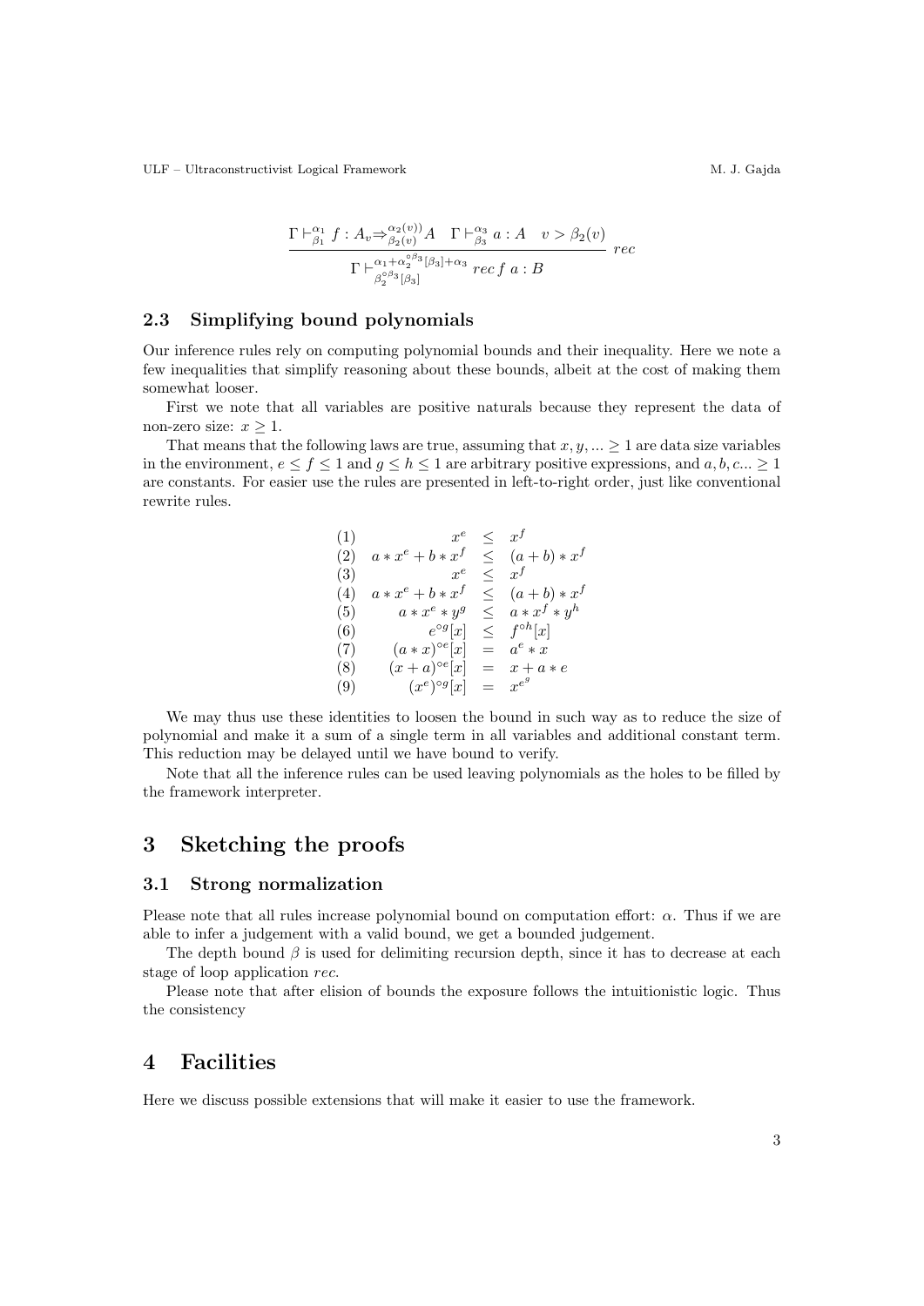$$\frac{\Gamma \vdash^{\alpha_1}_{\beta_1} f : A_v \Rightarrow^{\alpha_2(v))}_{\beta_2(v)} A \quad \Gamma \vdash^{\alpha_3}_{\beta_3} a : A \quad v > \beta_2(v)}{\Gamma \vdash^{\alpha_1 + \alpha_2^{\circ \beta_3}[\beta_3] + \alpha_3}_{\beta_2^{\circ \beta_3}[\beta_3]} \; rec\, f\, a : B} \; rec$$

### 2.3 Simplifying bound polynomials

Our inference rules rely on computing polynomial bounds and their inequality. Here we note a few inequalities that simplify reasoning about these bounds, albeit at the cost of making them somewhat looser.

First we note that all variables are positive naturals because they represent the data of non-zero size: $x \geq 1$.

That means that the following laws are true, assuming that $x, y, ... \geq 1$ are data size variables in the environment, $e \leq f \leq 1$ and $g \leq h \leq 1$ are arbitrary positive expressions, and $a, b, c... \geq 1$ are constants. For easier use the rules are presented in left-to-right order, just like conventional rewrite rules.

$$\begin{array}{lrcl}
(1) & x^e & \leq & x^f \\
(2) & a * x^e + b * x^f & \leq & (a+b) * x^f \\
(3) & x^e & \leq & x^f \\
(4) & a * x^e + b * x^f & \leq & (a+b) * x^f \\
(5) & a * x^e * y^g & \leq & a * x^f * y^h \\
(6) & e^{\circ g}[x] & \leq & f^{\circ h}[x] \\
(7) & (a * x)^{\circ e}[x] & = & a^e * x \\
(8) & (x + a)^{\circ e}[x] & = & x + a * e \\
(9) & (x^e)^{\circ g}[x] & = & x^{e^g}
\end{array}$$

We may thus use these identities to loosen the bound in such way as to reduce the size of polynomial and make it a sum of a single term in all variables and additional constant term. This reduction may be delayed until we have bound to verify.

Note that all the inference rules can be used leaving polynomials as the holes to be filled by the framework interpreter.

# 3 Sketching the proofs

### 3.1 Strong normalization

Please note that all rules increase polynomial bound on computation effort: $\alpha$. Thus if we are able to infer a judgement with a valid bound, we get a bounded judgement.

The depth bound $\beta$ is used for delimiting recursion depth, since it has to decrease at each stage of loop application *rec*.

Please note that after elision of bounds the exposure follows the intuitionistic logic. Thus the consistency

# 4 Facilities

Here we discuss possible extensions that will make it easier to use the framework.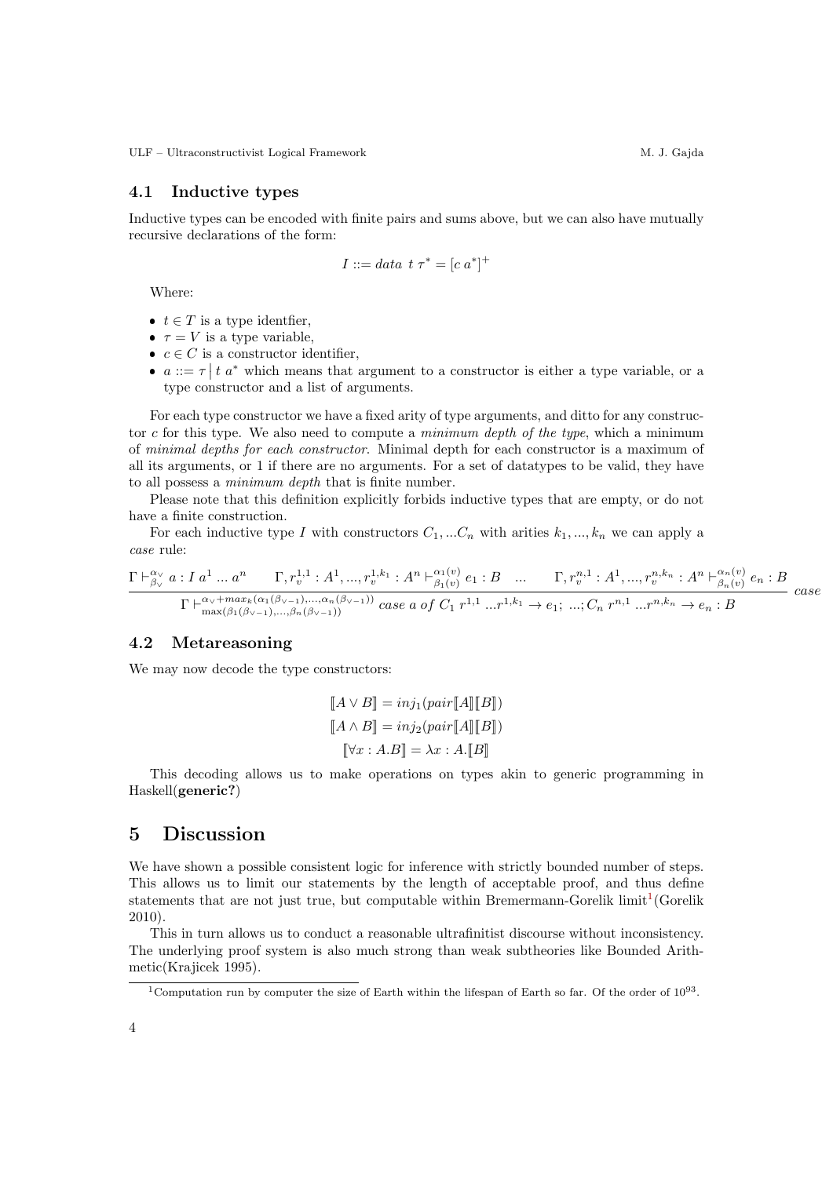### 4.1 Inductive types

Inductive types can be encoded with finite pairs and sums above, but we can also have mutually recursive declarations of the form:

$$I ::= data\ t\ \tau^* = [c\ a^*]^+$$

Where:

- $t \in T$ is a type identfier,
- $\tau = V$ is a type variable,
- $c \in C$ is a constructor identifier,
- $a ::= \tau \,\middle|\, t\ a^*$ which means that argument to a constructor is either a type variable, or a type constructor and a list of arguments.

For each type constructor we have a fixed arity of type arguments, and ditto for any constructor $c$ for this type. We also need to compute a *minimum depth of the type*, which a minimum of *minimal depths for each constructor*. Minimal depth for each constructor is a maximum of all its arguments, or 1 if there are no arguments. For a set of datatypes to be valid, they have to all possess a *minimum depth* that is finite number.

Please note that this definition explicitly forbids inductive types that are empty, or do not have a finite construction.

For each inductive type $I$ with constructors $C_1, ... C_n$ with arities $k_1, ..., k_n$ we can apply a *case* rule:

$$\frac{\Gamma \vdash^{\alpha_\vee}_{\beta_\vee} a : I\ a^1\ ...\ a^n \qquad \Gamma, r^{1,1}_v : A^1, ..., r^{1,k_1}_v : A^n \vdash^{\alpha_1(v)}_{\beta_1(v)} e_1 : B \quad ... \qquad \Gamma, r^{n,1}_v : A^1, ..., r^{n,k_n}_v : A^n \vdash^{\alpha_n(v)}_{\beta_n(v)} e_n : B}{\Gamma \vdash^{\alpha_\vee + max_k(\alpha_1(\beta_{\vee - 1}), ..., \alpha_n(\beta_{\vee - 1}))}_{\max(\beta_1(\beta_{\vee - 1}), ..., \beta_n(\beta_{\vee - 1}))} case\ a\ of\ C_1\ r^{1,1}\ ... r^{1,k_1} \rightarrow e_1;\ ...; C_n\ r^{n,1}\ ... r^{n,k_n} \rightarrow e_n : B}\ case$$

### 4.2 Metareasoning

We may now decode the type constructors:

$$[\![A \vee B]\!] = inj_1(pair[\![A]\!][\![B]\!])$$
$$[\![A \wedge B]\!] = inj_2(pair[\![A]\!][\![B]\!])$$
$$[\![\forall x : A.B]\!] = \lambda x : A.[\![B]\!]$$

This decoding allows us to make operations on types akin to generic programming in Haskell(**generic?**)

## 5 Discussion

We have shown a possible consistent logic for inference with strictly bounded number of steps. This allows us to limit our statements by the length of acceptable proof, and thus define statements that are not just true, but computable within Bremermann-Gorelik limit[1](Gorelik 2010).

This in turn allows us to conduct a reasonable ultrafinitist discourse without inconsistency. The underlying proof system is also much strong than weak subtheories like Bounded Arithmetic(Krajicek 1995).

[1] Computation run by computer the size of Earth within the lifespan of Earth so far. Of the order of $10^{93}$.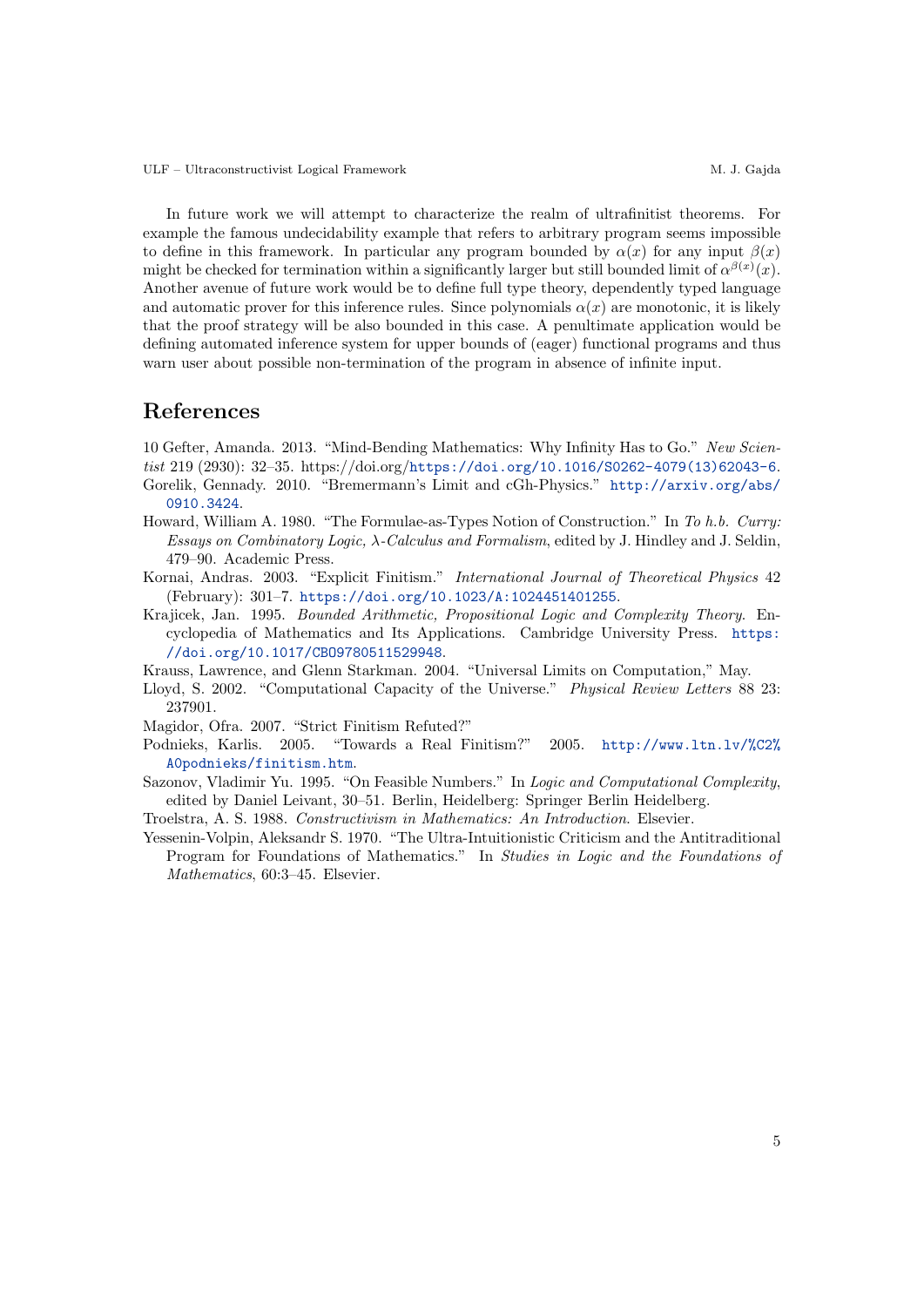In future work we will attempt to characterize the realm of ultrafinitist theorems. For example the famous undecidability example that refers to arbitrary program seems impossible to define in this framework. In particular any program bounded by $\alpha(x)$ for any input $\beta(x)$ might be checked for termination within a significantly larger but still bounded limit of $\alpha^{\beta(x)}(x)$. Another avenue of future work would be to define full type theory, dependently typed language and automatic prover for this inference rules. Since polynomials $\alpha(x)$ are monotonic, it is likely that the proof strategy will be also bounded in this case. A penultimate application would be defining automated inference system for upper bounds of (eager) functional programs and thus warn user about possible non-termination of the program in absence of infinite input.

# References

10 Gefter, Amanda. 2013. "Mind-Bending Mathematics: Why Infinity Has to Go." *New Scientist* 219 (2930): 32–35. https://doi.org/https://doi.org/10.1016/S0262-4079(13)62043-6.

Gorelik, Gennady. 2010. "Bremermann's Limit and cGh-Physics." http://arxiv.org/abs/0910.3424.

Howard, William A. 1980. "The Formulae-as-Types Notion of Construction." In *To h.b. Curry: Essays on Combinatory Logic, λ-Calculus and Formalism*, edited by J. Hindley and J. Seldin, 479–90. Academic Press.

Kornai, Andras. 2003. "Explicit Finitism." *International Journal of Theoretical Physics* 42 (February): 301–7. https://doi.org/10.1023/A:1024451401255.

Krajicek, Jan. 1995. *Bounded Arithmetic, Propositional Logic and Complexity Theory*. Encyclopedia of Mathematics and Its Applications. Cambridge University Press. https://doi.org/10.1017/CBO9780511529948.

Krauss, Lawrence, and Glenn Starkman. 2004. "Universal Limits on Computation," May.

Lloyd, S. 2002. "Computational Capacity of the Universe." *Physical Review Letters* 88 23: 237901.

Magidor, Ofra. 2007. "Strict Finitism Refuted?"

Podnieks, Karlis. 2005. "Towards a Real Finitism?" 2005. http://www.ltn.lv/%C2%A0podnieks/finitism.htm.

Sazonov, Vladimir Yu. 1995. "On Feasible Numbers." In *Logic and Computational Complexity*, edited by Daniel Leivant, 30–51. Berlin, Heidelberg: Springer Berlin Heidelberg.

Troelstra, A. S. 1988. *Constructivism in Mathematics: An Introduction*. Elsevier.

Yessenin-Volpin, Aleksandr S. 1970. "The Ultra-Intuitionistic Criticism and the Antitraditional Program for Foundations of Mathematics." In *Studies in Logic and the Foundations of Mathematics*, 60:3–45. Elsevier.